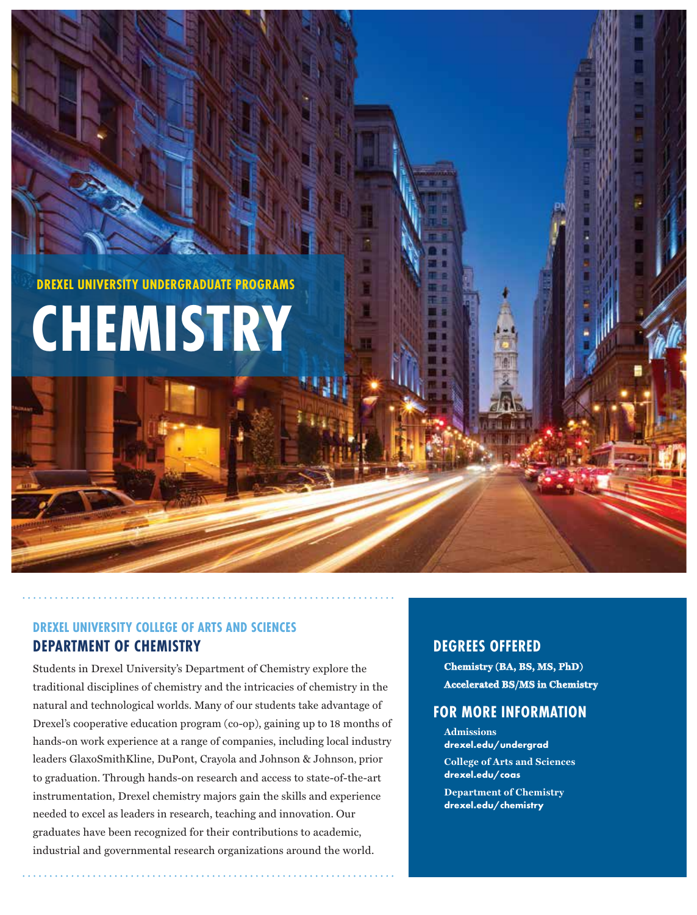DREXEL UNIVERSITY UNDERGRADUATE PROGRAMS

# CHEMISTRY

DREXEL UNIVERSITY COLLEGE OF ARTS AND SCIENCES

## DEPARTMENT OF CHEMISTRY

Students in Drexel University's Department of Chemistry explore the traditional disciplines of chemistry and the intricacies of chemistry in the natural and technological worlds. Many of our students take advantage of Drexel's cooperative education program (co-op), gaining up to 18 months of hands-on work experience at a range of companies, including local industry leaders GlaxoSmithKline, DuPont, Crayola and Johnson & Johnson, prior to graduation. Through hands-on research and access to state-of-the-art instrumentation, Drexel chemistry majors gain the skills and experience needed to excel as leaders in research, teaching and innovation. Our graduates have been recognized for their contributions to academic, industrial and governmental research organizations around the world.

## DEGREES OFFERED

**Chemistry (BA, BS, MS, PhD)**
**Accelerated BS/MS in Chemistry**

## FOR MORE INFORMATION

Admissions
**drexel.edu/undergrad**

College of Arts and Sciences
**drexel.edu/coas**

Department of Chemistry
**drexel.edu/chemistry**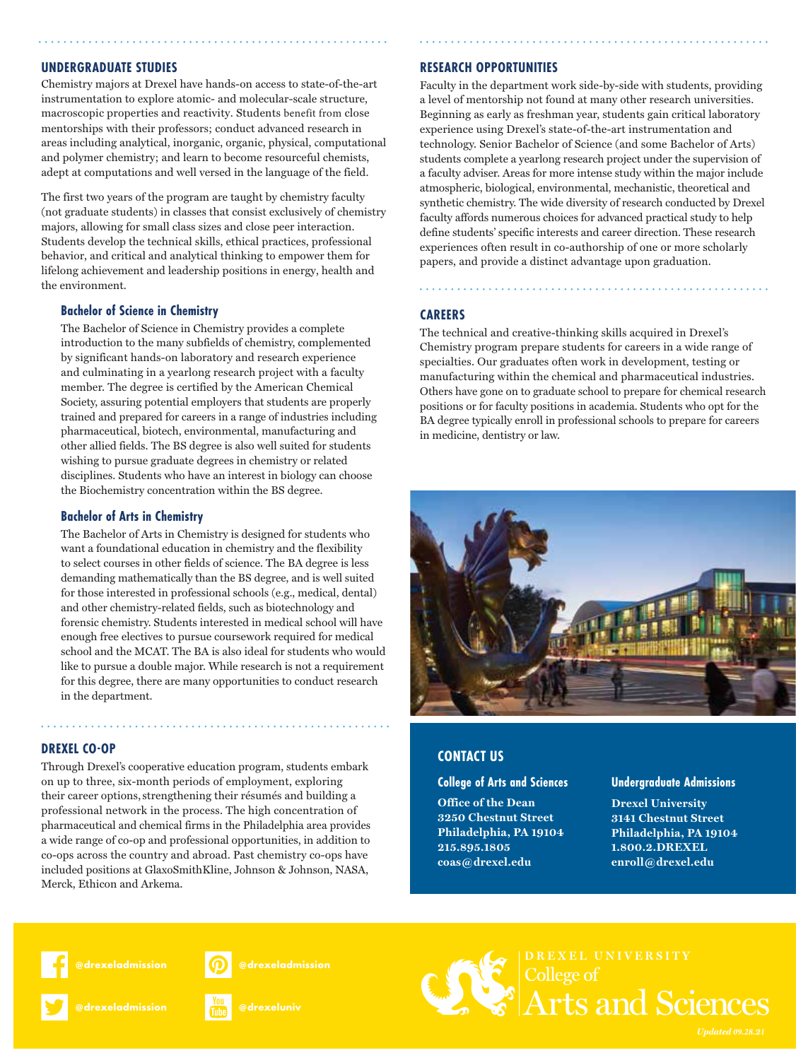## UNDERGRADUATE STUDIES

Chemistry majors at Drexel have hands-on access to state-of-the-art instrumentation to explore atomic- and molecular-scale structure, macroscopic properties and reactivity. Students benefit from close mentorships with their professors; conduct advanced research in areas including analytical, inorganic, organic, physical, computational and polymer chemistry; and learn to become resourceful chemists, adept at computations and well versed in the language of the field.

The first two years of the program are taught by chemistry faculty (not graduate students) in classes that consist exclusively of chemistry majors, allowing for small class sizes and close peer interaction. Students develop the technical skills, ethical practices, professional behavior, and critical and analytical thinking to empower them for lifelong achievement and leadership positions in energy, health and the environment.

### Bachelor of Science in Chemistry

The Bachelor of Science in Chemistry provides a complete introduction to the many subfields of chemistry, complemented by significant hands-on laboratory and research experience and culminating in a yearlong research project with a faculty member. The degree is certified by the American Chemical Society, assuring potential employers that students are properly trained and prepared for careers in a range of industries including pharmaceutical, biotech, environmental, manufacturing and other allied fields. The BS degree is also well suited for students wishing to pursue graduate degrees in chemistry or related disciplines. Students who have an interest in biology can choose the Biochemistry concentration within the BS degree.

### Bachelor of Arts in Chemistry

The Bachelor of Arts in Chemistry is designed for students who want a foundational education in chemistry and the flexibility to select courses in other fields of science. The BA degree is less demanding mathematically than the BS degree, and is well suited for those interested in professional schools (e.g., medical, dental) and other chemistry-related fields, such as biotechnology and forensic chemistry. Students interested in medical school will have enough free electives to pursue coursework required for medical school and the MCAT. The BA is also ideal for students who would like to pursue a double major. While research is not a requirement for this degree, there are many opportunities to conduct research in the department.

## DREXEL CO-OP

Through Drexel's cooperative education program, students embark on up to three, six-month periods of employment, exploring their career options, strengthening their résumés and building a professional network in the process. The high concentration of pharmaceutical and chemical firms in the Philadelphia area provides a wide range of co-op and professional opportunities, in addition to co-ops across the country and abroad. Past chemistry co-ops have included positions at GlaxoSmithKline, Johnson & Johnson, NASA, Merck, Ethicon and Arkema.

## RESEARCH OPPORTUNITIES

Faculty in the department work side-by-side with students, providing a level of mentorship not found at many other research universities. Beginning as early as freshman year, students gain critical laboratory experience using Drexel's state-of-the-art instrumentation and technology. Senior Bachelor of Science (and some Bachelor of Arts) students complete a yearlong research project under the supervision of a faculty adviser. Areas for more intense study within the major include atmospheric, biological, environmental, mechanistic, theoretical and synthetic chemistry. The wide diversity of research conducted by Drexel faculty affords numerous choices for advanced practical study to help define students' specific interests and career direction. These research experiences often result in co-authorship of one or more scholarly papers, and provide a distinct advantage upon graduation.

## CAREERS

The technical and creative-thinking skills acquired in Drexel's Chemistry program prepare students for careers in a wide range of specialties. Our graduates often work in development, testing or manufacturing within the chemical and pharmaceutical industries. Others have gone on to graduate school to prepare for chemical research positions or for faculty positions in academia. Students who opt for the BA degree typically enroll in professional schools to prepare for careers in medicine, dentistry or law.

## CONTACT US

**College of Arts and Sciences**

**Office of the Dean**
**3250 Chestnut Street**
**Philadelphia, PA 19104**
**215.895.1805**
**coas@drexel.edu**

**Undergraduate Admissions**

**Drexel University**
**3141 Chestnut Street**
**Philadelphia, PA 19104**
**1.800.2.DREXEL**
**enroll@drexel.edu**

@drexeladmission
@drexeladmission
@drexeladmission
@drexeluniv

DREXEL UNIVERSITY
College of Arts and Sciences

*Updated 09.28.21*